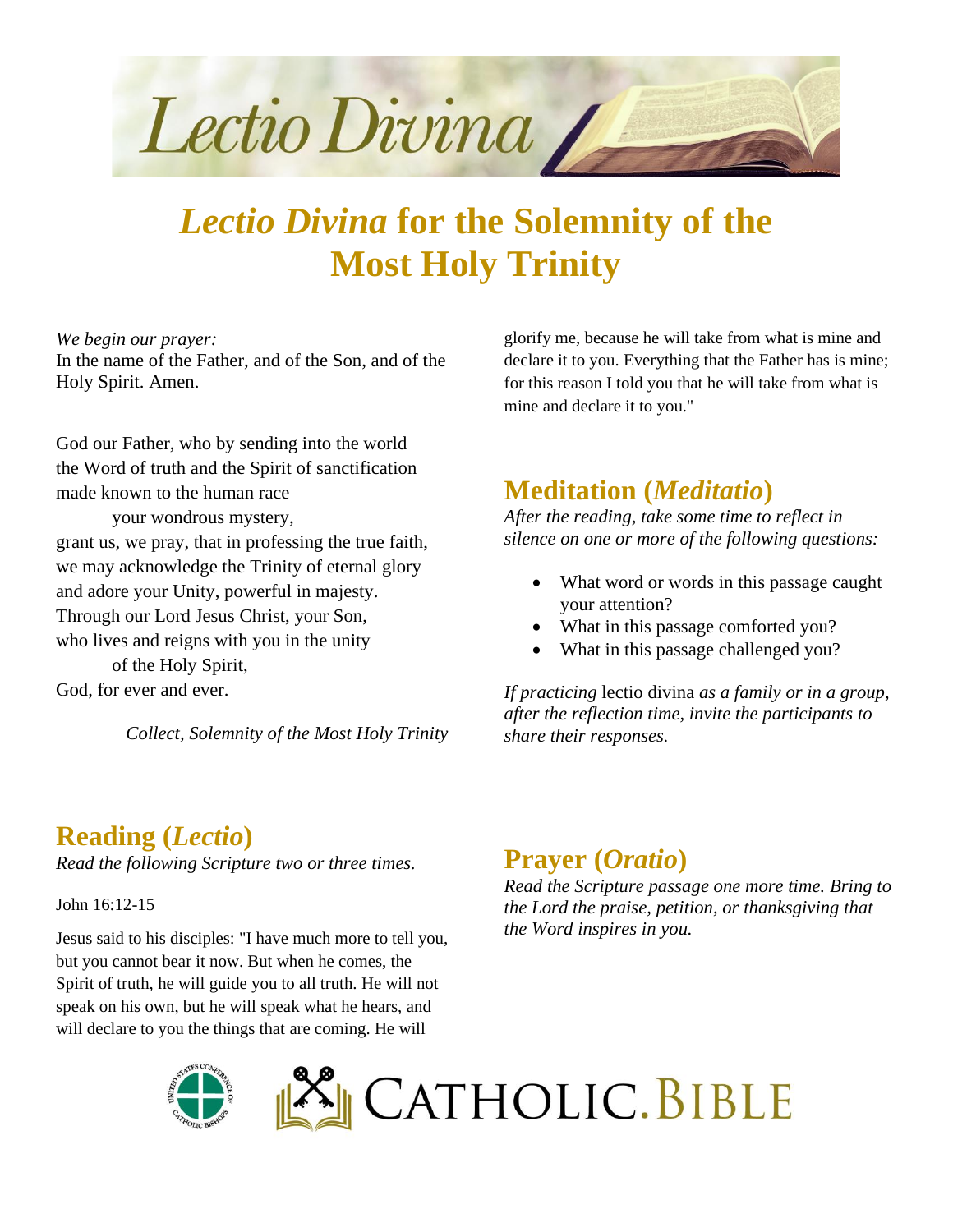# *Lectio Divina* for the Solemnity of the Most Holy Trinity

*We begin our prayer:*
In the name of the Father, and of the Son, and of the Holy Spirit. Amen.

God our Father, who by sending into the world
the Word of truth and the Spirit of sanctification
made known to the human race
your wondrous mystery,
grant us, we pray, that in professing the true faith,
we may acknowledge the Trinity of eternal glory
and adore your Unity, powerful in majesty.
Through our Lord Jesus Christ, your Son,
who lives and reigns with you in the unity
of the Holy Spirit,
God, for ever and ever.

*Collect, Solemnity of the Most Holy Trinity*

## Reading (*Lectio*)

*Read the following Scripture two or three times.*

John 16:12-15

Jesus said to his disciples: "I have much more to tell you, but you cannot bear it now. But when he comes, the Spirit of truth, he will guide you to all truth. He will not speak on his own, but he will speak what he hears, and will declare to you the things that are coming. He will glorify me, because he will take from what is mine and declare it to you. Everything that the Father has is mine; for this reason I told you that he will take from what is mine and declare it to you."

## Meditation (*Meditatio*)

*After the reading, take some time to reflect in silence on one or more of the following questions:*

- What word or words in this passage caught your attention?
- What in this passage comforted you?
- What in this passage challenged you?

*If practicing* lectio divina *as a family or in a group, after the reflection time, invite the participants to share their responses.*

## Prayer (*Oratio*)

*Read the Scripture passage one more time. Bring to the Lord the praise, petition, or thanksgiving that the Word inspires in you.*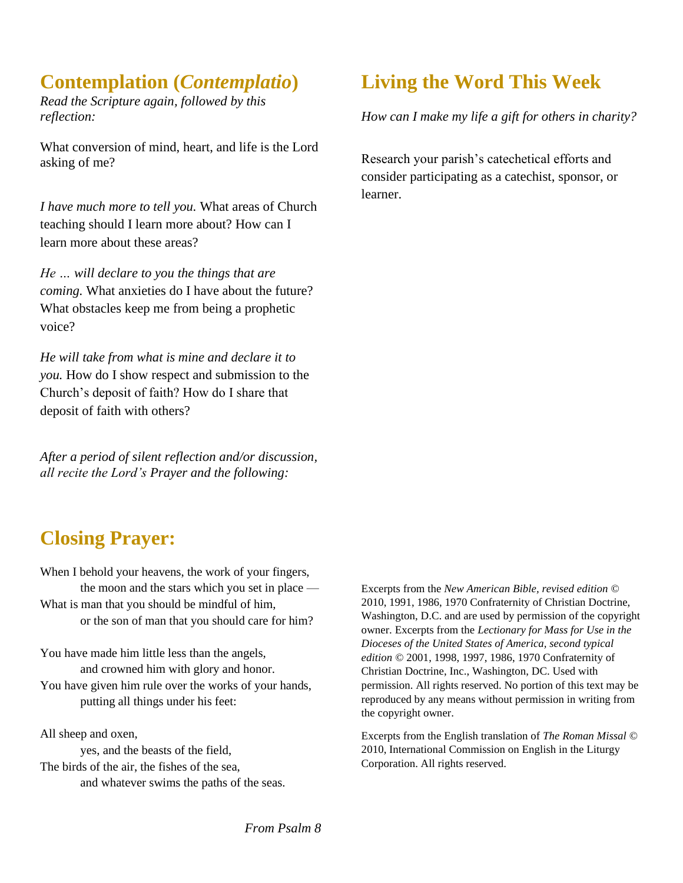## Contemplation (*Contemplatio*)

*Read the Scripture again, followed by this reflection:*

What conversion of mind, heart, and life is the Lord asking of me?

*I have much more to tell you.* What areas of Church teaching should I learn more about? How can I learn more about these areas?

*He … will declare to you the things that are coming.* What anxieties do I have about the future? What obstacles keep me from being a prophetic voice?

*He will take from what is mine and declare it to you.* How do I show respect and submission to the Church's deposit of faith? How do I share that deposit of faith with others?

*After a period of silent reflection and/or discussion, all recite the Lord's Prayer and the following:*

## Closing Prayer:

When I behold your heavens, the work of your fingers,
 the moon and the stars which you set in place —
What is man that you should be mindful of him,
 or the son of man that you should care for him?

You have made him little less than the angels,
 and crowned him with glory and honor.
You have given him rule over the works of your hands,
 putting all things under his feet:

All sheep and oxen,
 yes, and the beasts of the field,
The birds of the air, the fishes of the sea,
 and whatever swims the paths of the seas.

*From Psalm 8*

## Living the Word This Week

*How can I make my life a gift for others in charity?*

Research your parish's catechetical efforts and consider participating as a catechist, sponsor, or learner.

Excerpts from the *New American Bible, revised edition* © 2010, 1991, 1986, 1970 Confraternity of Christian Doctrine, Washington, D.C. and are used by permission of the copyright owner. Excerpts from the *Lectionary for Mass for Use in the Dioceses of the United States of America, second typical edition* © 2001, 1998, 1997, 1986, 1970 Confraternity of Christian Doctrine, Inc., Washington, DC. Used with permission. All rights reserved. No portion of this text may be reproduced by any means without permission in writing from the copyright owner.

Excerpts from the English translation of *The Roman Missal* © 2010, International Commission on English in the Liturgy Corporation. All rights reserved.